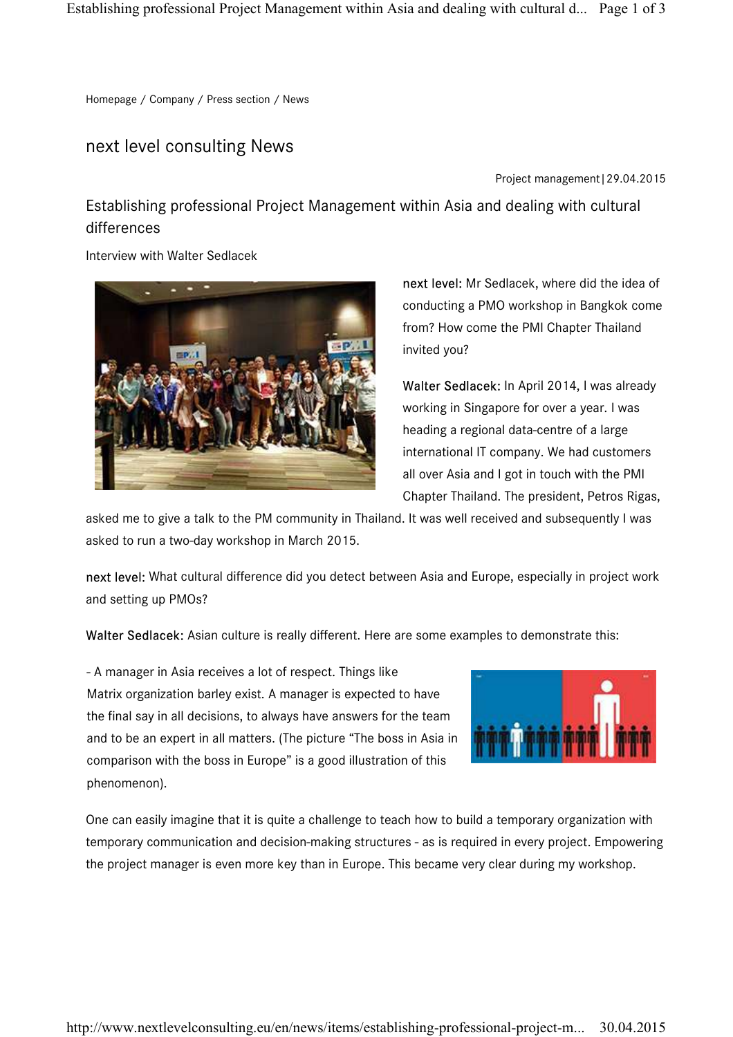Homepage / Company / Press section / News

# next level consulting News

Project management | 29.04.2015

## Establishing professional Project Management within Asia and dealing with cultural differences

Interview with Walter Sedlacek

**next level:** Mr Sedlacek, where did the idea of conducting a PMO workshop in Bangkok come from? How come the PMI Chapter Thailand invited you?

**Walter Sedlacek:** In April 2014, I was already working in Singapore for over a year. I was heading a regional data-centre of a large international IT company. We had customers all over Asia and I got in touch with the PMI Chapter Thailand. The president, Petros Rigas, asked me to give a talk to the PM community in Thailand. It was well received and subsequently I was asked to run a two-day workshop in March 2015.

**next level:** What cultural difference did you detect between Asia and Europe, especially in project work and setting up PMOs?

**Walter Sedlacek:** Asian culture is really different. Here are some examples to demonstrate this:

- A manager in Asia receives a lot of respect. Things like Matrix organization barley exist. A manager is expected to have the final say in all decisions, to always have answers for the team and to be an expert in all matters. (The picture "The boss in Asia in comparison with the boss in Europe" is a good illustration of this phenomenon).

One can easily imagine that it is quite a challenge to teach how to build a temporary organization with temporary communication and decision-making structures - as is required in every project. Empowering the project manager is even more key than in Europe. This became very clear during my workshop.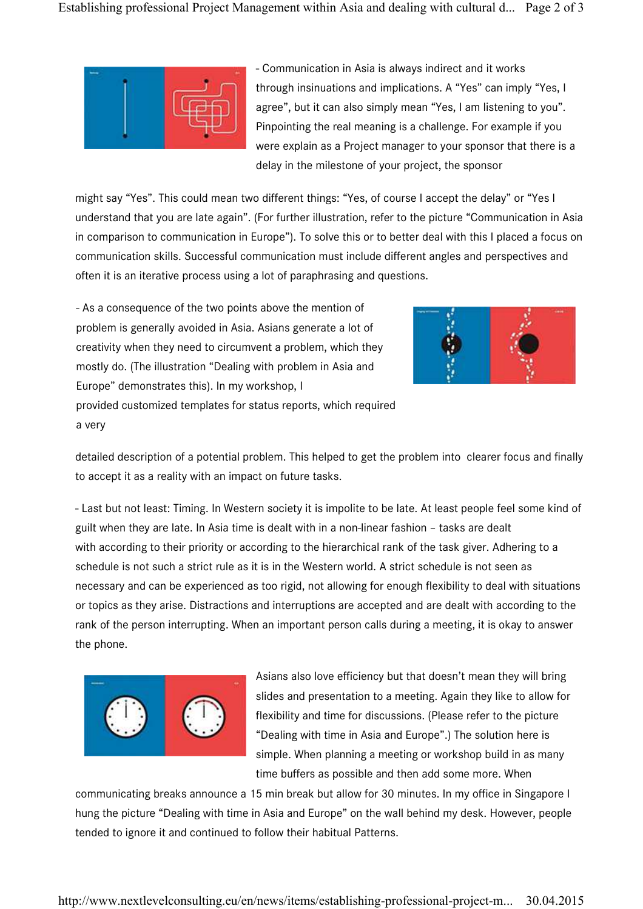- Communication in Asia is always indirect and it works through insinuations and implications. A "Yes" can imply "Yes, I agree", but it can also simply mean "Yes, I am listening to you". Pinpointing the real meaning is a challenge. For example if you were explain as a Project manager to your sponsor that there is a delay in the milestone of your project, the sponsor might say "Yes". This could mean two different things: "Yes, of course I accept the delay" or "Yes I understand that you are late again". (For further illustration, refer to the picture "Communication in Asia in comparison to communication in Europe"). To solve this or to better deal with this I placed a focus on communication skills. Successful communication must include different angles and perspectives and often it is an iterative process using a lot of paraphrasing and questions.

- As a consequence of the two points above the mention of problem is generally avoided in Asia. Asians generate a lot of creativity when they need to circumvent a problem, which they mostly do. (The illustration "Dealing with problem in Asia and Europe" demonstrates this). In my workshop, I provided customized templates for status reports, which required a very detailed description of a potential problem. This helped to get the problem into clearer focus and finally to accept it as a reality with an impact on future tasks.

- Last but not least: Timing. In Western society it is impolite to be late. At least people feel some kind of guilt when they are late. In Asia time is dealt with in a non-linear fashion – tasks are dealt with according to their priority or according to the hierarchical rank of the task giver. Adhering to a schedule is not such a strict rule as it is in the Western world. A strict schedule is not seen as necessary and can be experienced as too rigid, not allowing for enough flexibility to deal with situations or topics as they arise. Distractions and interruptions are accepted and are dealt with according to the rank of the person interrupting. When an important person calls during a meeting, it is okay to answer the phone.

Asians also love efficiency but that doesn't mean they will bring slides and presentation to a meeting. Again they like to allow for flexibility and time for discussions. (Please refer to the picture "Dealing with time in Asia and Europe".) The solution here is simple. When planning a meeting or workshop build in as many time buffers as possible and then add some more. When communicating breaks announce a 15 min break but allow for 30 minutes. In my office in Singapore I hung the picture "Dealing with time in Asia and Europe" on the wall behind my desk. However, people tended to ignore it and continued to follow their habitual Patterns.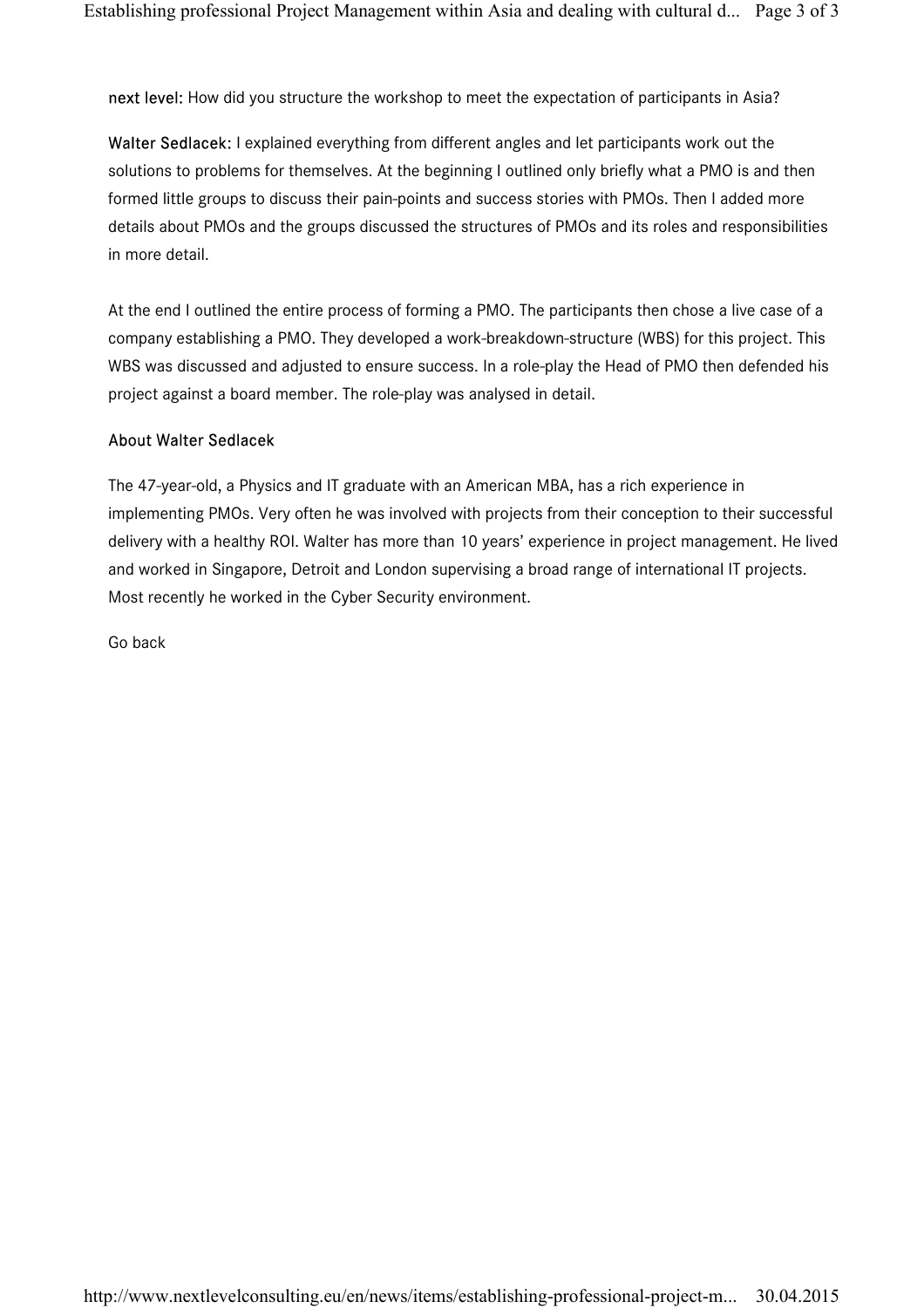**next level:** How did you structure the workshop to meet the expectation of participants in Asia?

**Walter Sedlacek:** I explained everything from different angles and let participants work out the solutions to problems for themselves. At the beginning I outlined only briefly what a PMO is and then formed little groups to discuss their pain-points and success stories with PMOs. Then I added more details about PMOs and the groups discussed the structures of PMOs and its roles and responsibilities in more detail.

At the end I outlined the entire process of forming a PMO. The participants then chose a live case of a company establishing a PMO. They developed a work-breakdown-structure (WBS) for this project. This WBS was discussed and adjusted to ensure success. In a role-play the Head of PMO then defended his project against a board member. The role-play was analysed in detail.

### About Walter Sedlacek

The 47-year-old, a Physics and IT graduate with an American MBA, has a rich experience in implementing PMOs. Very often he was involved with projects from their conception to their successful delivery with a healthy ROI. Walter has more than 10 years' experience in project management. He lived and worked in Singapore, Detroit and London supervising a broad range of international IT projects. Most recently he worked in the Cyber Security environment.

Go back